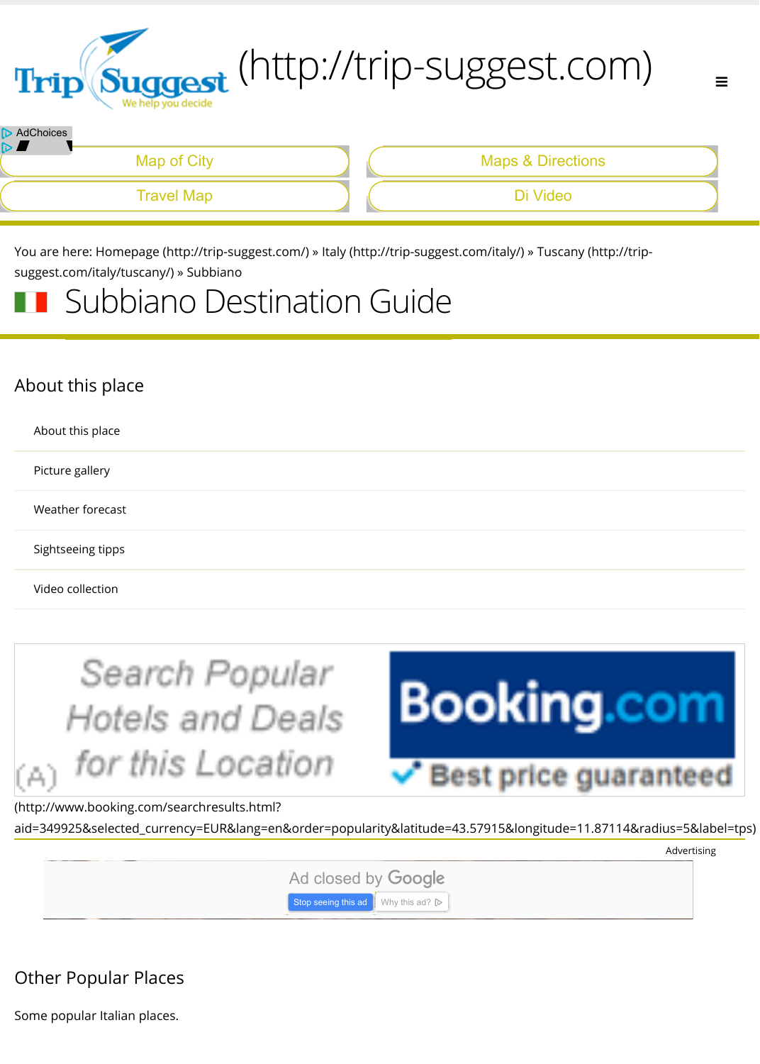(http://trip-suggest.com)

AdChoices

Map of City | Maps & Directions

Travel Map | Di Video

You are here: Homepage (http://trip-suggest.com/) » Italy (http://trip-suggest.com/italy/) » Tuscany (http://trip-suggest.com/italy/tuscany/) » Subbiano

# Subbiano Destination Guide

## About this place

- About this place
- Picture gallery
- Weather forecast
- Sightseeing tipps
- Video collection

Search Popular Hotels and Deals for this Location — Booking.com Best price guaranteed

(http://www.booking.com/searchresults.html?aid=349925&selected_currency=EUR&lang=en&order=popularity&latitude=43.57915&longitude=11.87114&radius=5&label=tps)

Advertising

Ad closed by Google

Stop seeing this ad | Why this ad?

## Other Popular Places

Some popular Italian places.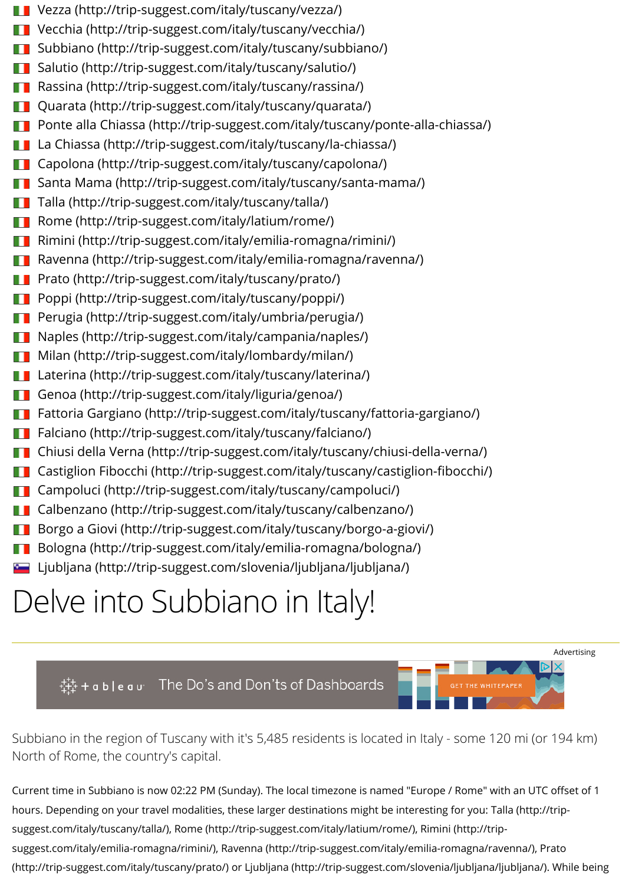- Vezza (http://trip-suggest.com/italy/tuscany/vezza/)
- Vecchia (http://trip-suggest.com/italy/tuscany/vecchia/)
- Subbiano (http://trip-suggest.com/italy/tuscany/subbiano/)
- Salutio (http://trip-suggest.com/italy/tuscany/salutio/)
- Rassina (http://trip-suggest.com/italy/tuscany/rassina/)
- Quarata (http://trip-suggest.com/italy/tuscany/quarata/)
- Ponte alla Chiassa (http://trip-suggest.com/italy/tuscany/ponte-alla-chiassa/)
- La Chiassa (http://trip-suggest.com/italy/tuscany/la-chiassa/)
- Capolona (http://trip-suggest.com/italy/tuscany/capolona/)
- Santa Mama (http://trip-suggest.com/italy/tuscany/santa-mama/)
- Talla (http://trip-suggest.com/italy/tuscany/talla/)
- Rome (http://trip-suggest.com/italy/latium/rome/)
- Rimini (http://trip-suggest.com/italy/emilia-romagna/rimini/)
- Ravenna (http://trip-suggest.com/italy/emilia-romagna/ravenna/)
- Prato (http://trip-suggest.com/italy/tuscany/prato/)
- Poppi (http://trip-suggest.com/italy/tuscany/poppi/)
- Perugia (http://trip-suggest.com/italy/umbria/perugia/)
- Naples (http://trip-suggest.com/italy/campania/naples/)
- Milan (http://trip-suggest.com/italy/lombardy/milan/)
- Laterina (http://trip-suggest.com/italy/tuscany/laterina/)
- Genoa (http://trip-suggest.com/italy/liguria/genoa/)
- Fattoria Gargiano (http://trip-suggest.com/italy/tuscany/fattoria-gargiano/)
- Falciano (http://trip-suggest.com/italy/tuscany/falciano/)
- Chiusi della Verna (http://trip-suggest.com/italy/tuscany/chiusi-della-verna/)
- Castiglion Fibocchi (http://trip-suggest.com/italy/tuscany/castiglion-fibocchi/)
- Campoluci (http://trip-suggest.com/italy/tuscany/campoluci/)
- Calbenzano (http://trip-suggest.com/italy/tuscany/calbenzano/)
- Borgo a Giovi (http://trip-suggest.com/italy/tuscany/borgo-a-giovi/)
- Bologna (http://trip-suggest.com/italy/emilia-romagna/bologna/)
- Ljubljana (http://trip-suggest.com/slovenia/ljubljana/ljubljana/)

# Delve into Subbiano in Italy!

Advertising

Subbiano in the region of Tuscany with it's 5,485 residents is located in Italy - some 120 mi (or 194 km) North of Rome, the country's capital.

Current time in Subbiano is now 02:22 PM (Sunday). The local timezone is named "Europe / Rome" with an UTC offset of 1 hours. Depending on your travel modalities, these larger destinations might be interesting for you: Talla (http://trip-suggest.com/italy/tuscany/talla/), Rome (http://trip-suggest.com/italy/latium/rome/), Rimini (http://trip-suggest.com/italy/emilia-romagna/rimini/), Ravenna (http://trip-suggest.com/italy/emilia-romagna/ravenna/), Prato (http://trip-suggest.com/italy/tuscany/prato/) or Ljubljana (http://trip-suggest.com/slovenia/ljubljana/ljubljana/). While being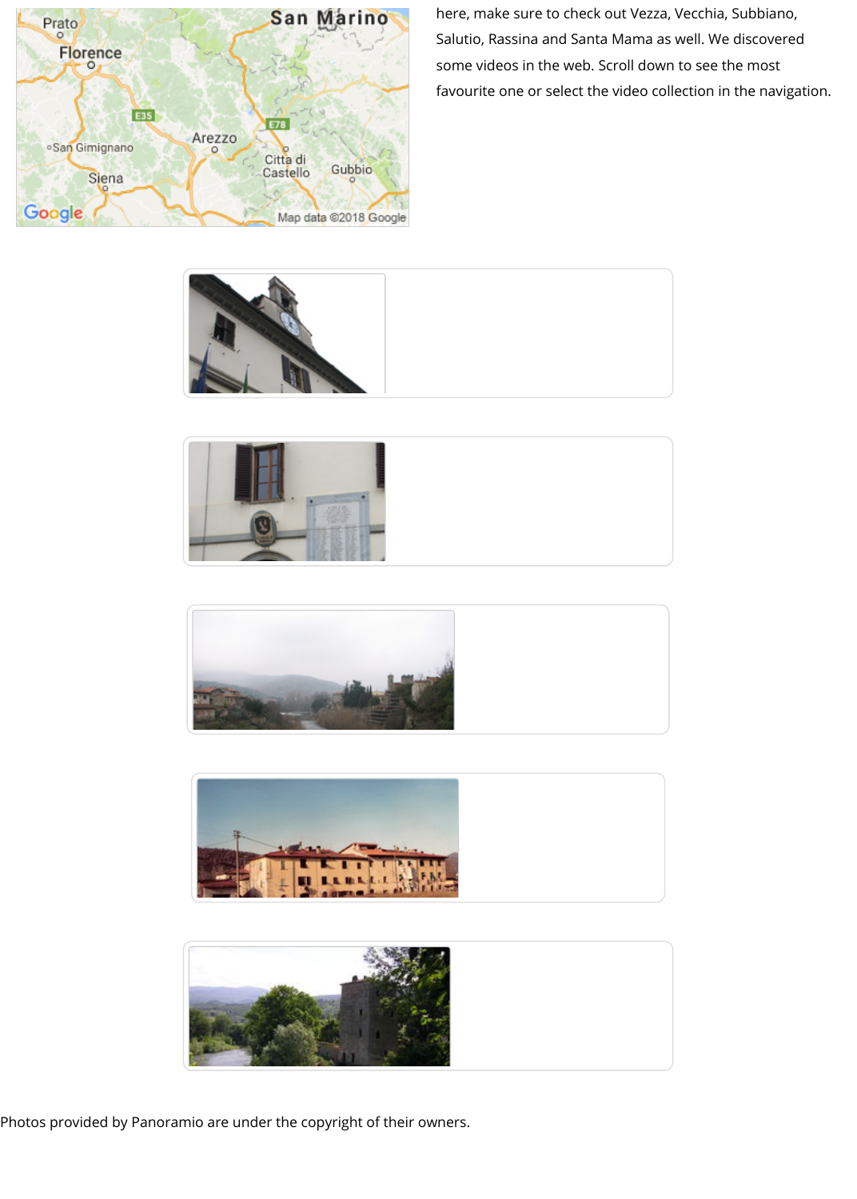here, make sure to check out Vezza, Vecchia, Subbiano, Salutio, Rassina and Santa Mama as well. We discovered some videos in the web. Scroll down to see the most favourite one or select the video collection in the navigation.

Photos provided by Panoramio are under the copyright of their owners.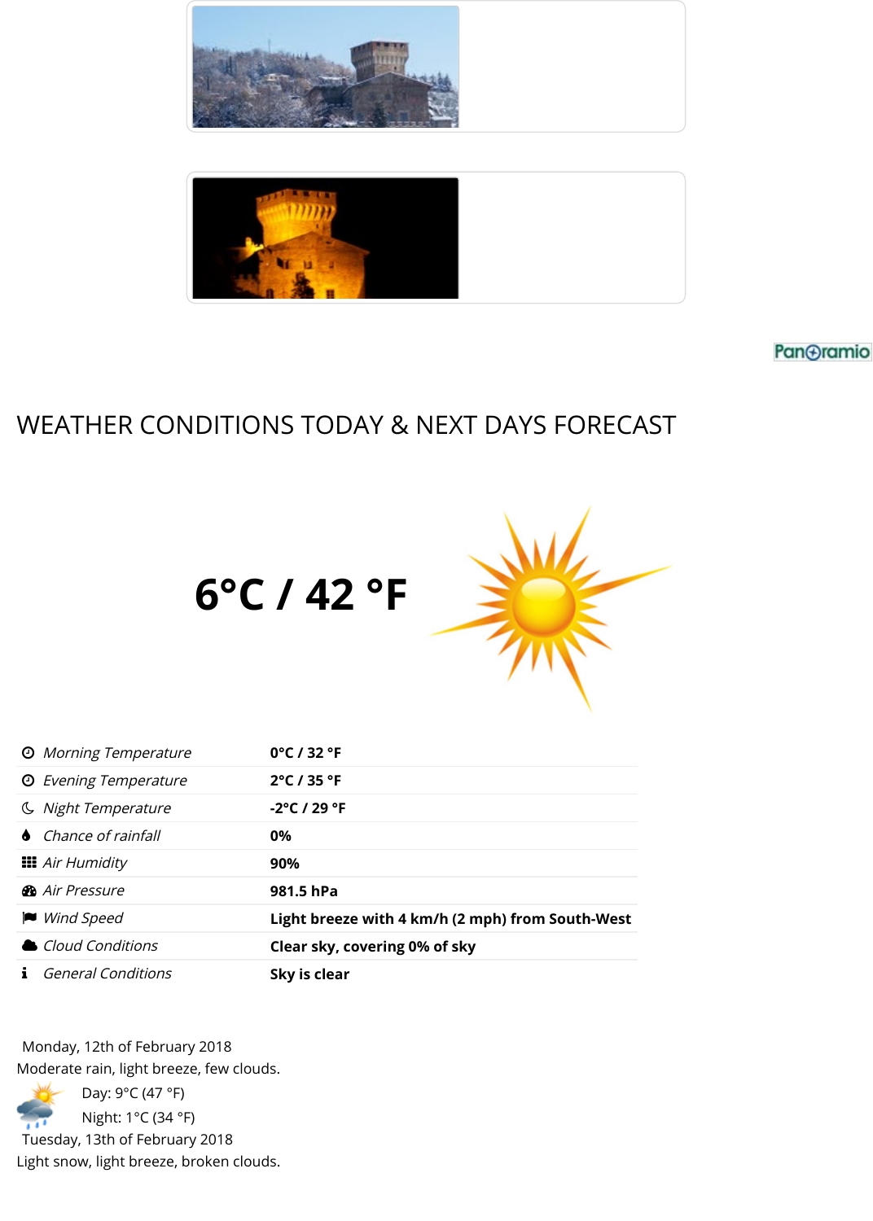# WEATHER CONDITIONS TODAY & NEXT DAYS FORECAST

**6°C / 42 °F**

| | |
|---|---|
| *Morning Temperature* | **0°C / 32 °F** |
| *Evening Temperature* | **2°C / 35 °F** |
| *Night Temperature* | **-2°C / 29 °F** |
| *Chance of rainfall* | **0%** |
| *Air Humidity* | **90%** |
| *Air Pressure* | **981.5 hPa** |
| *Wind Speed* | **Light breeze with 4 km/h (2 mph) from South-West** |
| *Cloud Conditions* | **Clear sky, covering 0% of sky** |
| *General Conditions* | **Sky is clear** |

Monday, 12th of February 2018
Moderate rain, light breeze, few clouds.

Day: 9°C (47 °F)
Night: 1°C (34 °F)

Tuesday, 13th of February 2018
Light snow, light breeze, broken clouds.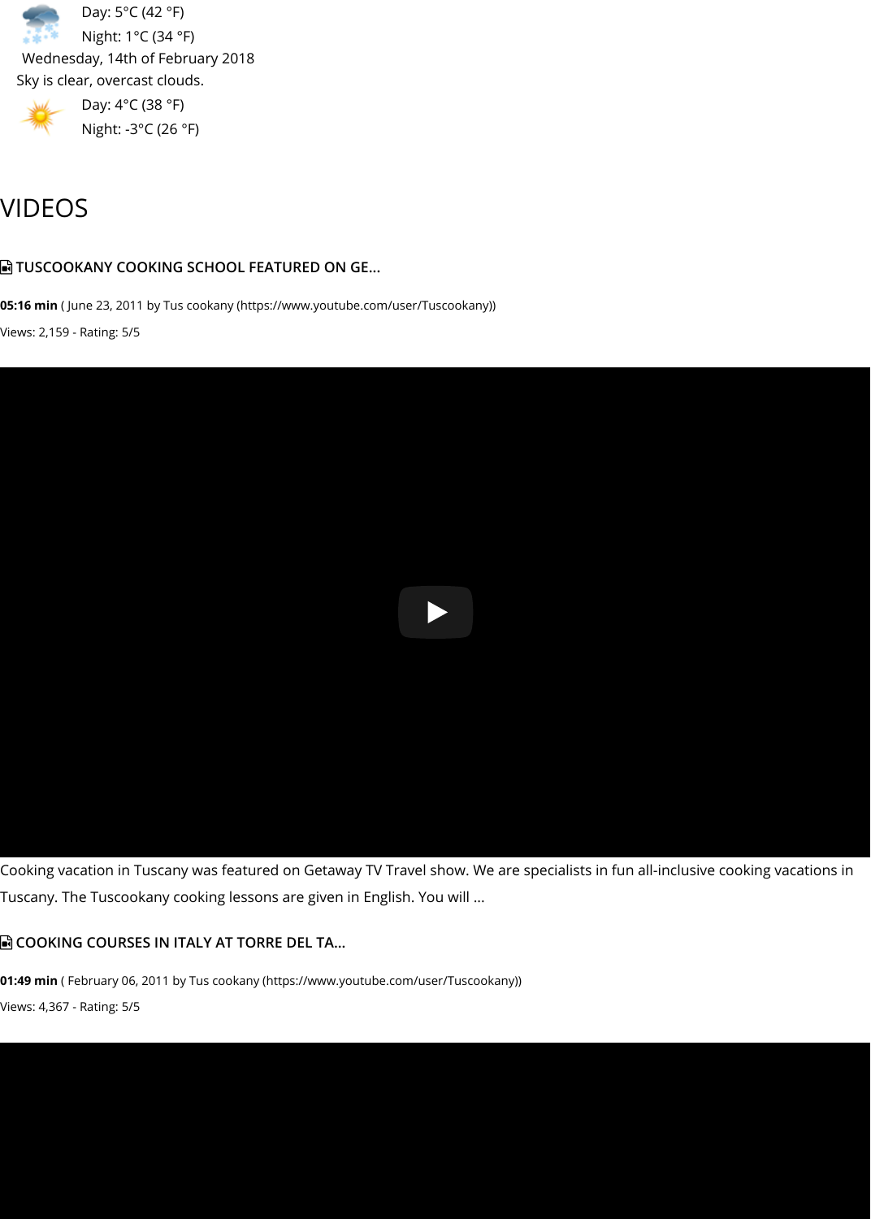Day: 5°C (42 °F)

Night: 1°C (34 °F)

Wednesday, 14th of February 2018

Sky is clear, overcast clouds.

Day: 4°C (38 °F)

Night: -3°C (26 °F)

# VIDEOS

### TUSCOOKANY COOKING SCHOOL FEATURED ON GE...

**05:16 min** ( June 23, 2011 by Tus cookany (https://www.youtube.com/user/Tuscookany))

Views: 2,159 - Rating: 5/5

Cooking vacation in Tuscany was featured on Getaway TV Travel show. We are specialists in fun all-inclusive cooking vacations in Tuscany. The Tuscookany cooking lessons are given in English. You will ...

### COOKING COURSES IN ITALY AT TORRE DEL TA...

**01:49 min** ( February 06, 2011 by Tus cookany (https://www.youtube.com/user/Tuscookany))

Views: 4,367 - Rating: 5/5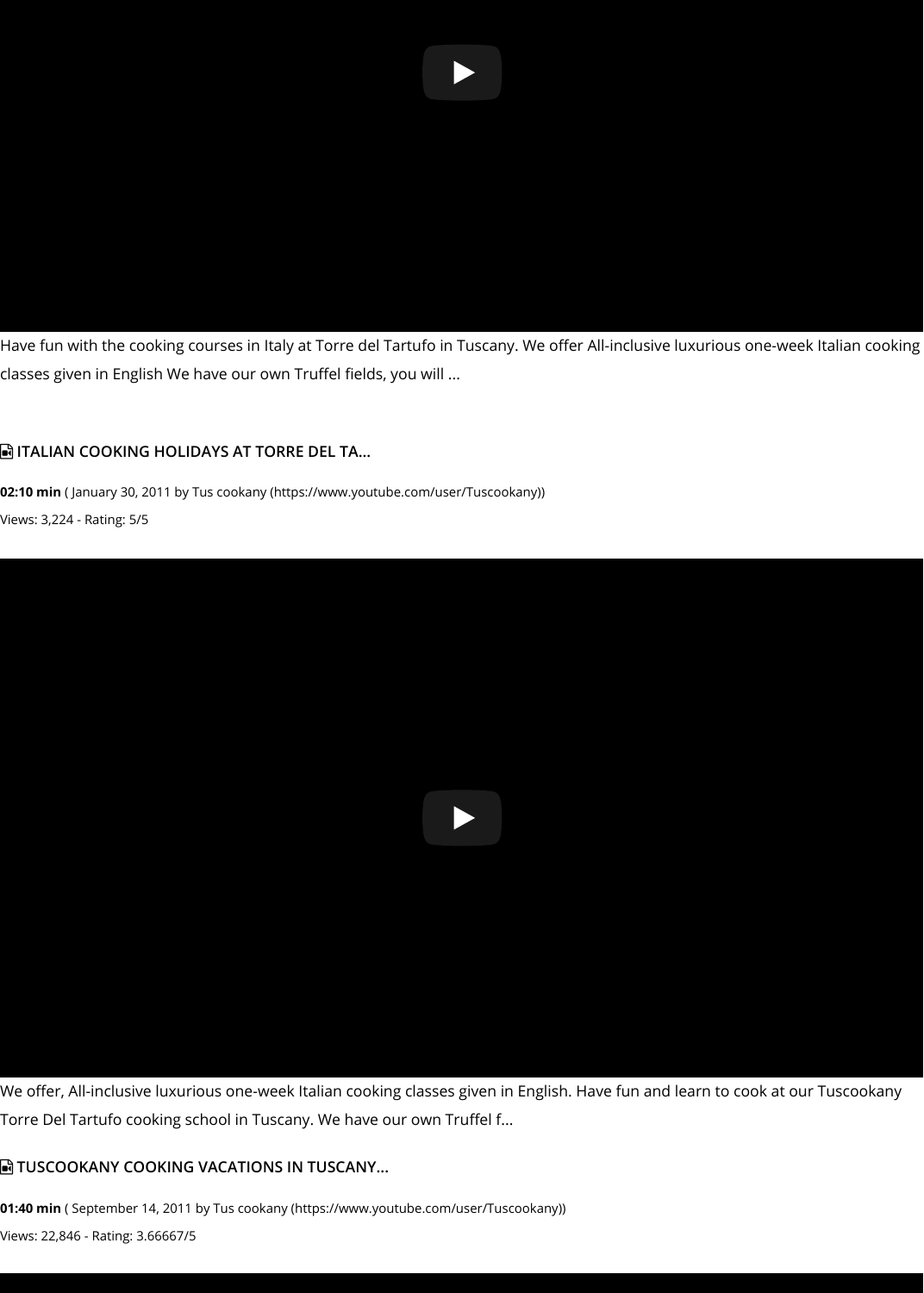Have fun with the cooking courses in Italy at Torre del Tartufo in Tuscany. We offer All-inclusive luxurious one-week Italian cooking classes given in English We have our own Truffel fields, you will ...

### ITALIAN COOKING HOLIDAYS AT TORRE DEL TA...

**02:10 min** ( January 30, 2011 by Tus cookany (https://www.youtube.com/user/Tuscookany))

Views: 3,224 - Rating: 5/5

We offer, All-inclusive luxurious one-week Italian cooking classes given in English. Have fun and learn to cook at our Tuscookany Torre Del Tartufo cooking school in Tuscany. We have our own Truffel f...

### TUSCOOKANY COOKING VACATIONS IN TUSCANY...

**01:40 min** ( September 14, 2011 by Tus cookany (https://www.youtube.com/user/Tuscookany))

Views: 22,846 - Rating: 3.66667/5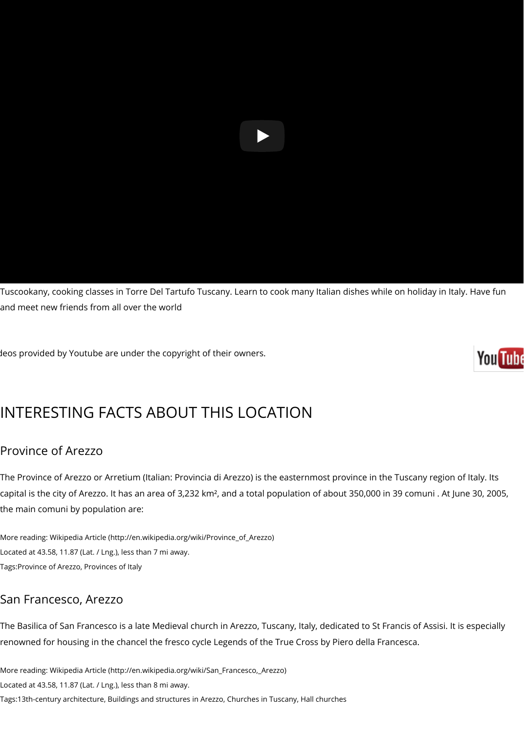Tuscookany, cooking classes in Torre Del Tartufo Tuscany. Learn to cook many Italian dishes while on holiday in Italy. Have fun and meet new friends from all over the world

deos provided by Youtube are under the copyright of their owners.

# INTERESTING FACTS ABOUT THIS LOCATION

## Province of Arezzo

The Province of Arezzo or Arretium (Italian: Provincia di Arezzo) is the easternmost province in the Tuscany region of Italy. Its capital is the city of Arezzo. It has an area of 3,232 km², and a total population of about 350,000 in 39 comuni . At June 30, 2005, the main comuni by population are:

More reading: Wikipedia Article (http://en.wikipedia.org/wiki/Province_of_Arezzo)

Located at 43.58, 11.87 (Lat. / Lng.), less than 7 mi away.

Tags:Province of Arezzo, Provinces of Italy

## San Francesco, Arezzo

The Basilica of San Francesco is a late Medieval church in Arezzo, Tuscany, Italy, dedicated to St Francis of Assisi. It is especially renowned for housing in the chancel the fresco cycle Legends of the True Cross by Piero della Francesca.

More reading: Wikipedia Article (http://en.wikipedia.org/wiki/San_Francesco,_Arezzo)

Located at 43.58, 11.87 (Lat. / Lng.), less than 8 mi away.

Tags:13th-century architecture, Buildings and structures in Arezzo, Churches in Tuscany, Hall churches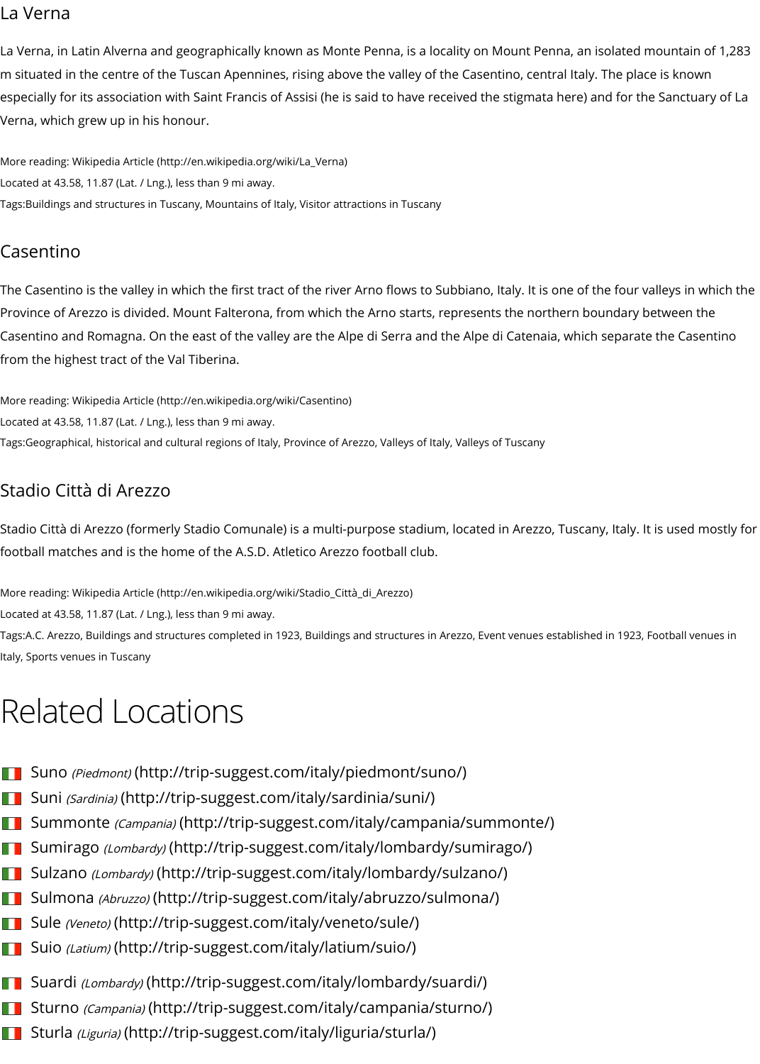## La Verna

La Verna, in Latin Alverna and geographically known as Monte Penna, is a locality on Mount Penna, an isolated mountain of 1,283 m situated in the centre of the Tuscan Apennines, rising above the valley of the Casentino, central Italy. The place is known especially for its association with Saint Francis of Assisi (he is said to have received the stigmata here) and for the Sanctuary of La Verna, which grew up in his honour.

More reading: Wikipedia Article (http://en.wikipedia.org/wiki/La_Verna)

Located at 43.58, 11.87 (Lat. / Lng.), less than 9 mi away.

Tags:Buildings and structures in Tuscany, Mountains of Italy, Visitor attractions in Tuscany

## Casentino

The Casentino is the valley in which the first tract of the river Arno flows to Subbiano, Italy. It is one of the four valleys in which the Province of Arezzo is divided. Mount Falterona, from which the Arno starts, represents the northern boundary between the Casentino and Romagna. On the east of the valley are the Alpe di Serra and the Alpe di Catenaia, which separate the Casentino from the highest tract of the Val Tiberina.

More reading: Wikipedia Article (http://en.wikipedia.org/wiki/Casentino)

Located at 43.58, 11.87 (Lat. / Lng.), less than 9 mi away.

Tags:Geographical, historical and cultural regions of Italy, Province of Arezzo, Valleys of Italy, Valleys of Tuscany

## Stadio Città di Arezzo

Stadio Città di Arezzo (formerly Stadio Comunale) is a multi-purpose stadium, located in Arezzo, Tuscany, Italy. It is used mostly for football matches and is the home of the A.S.D. Atletico Arezzo football club.

More reading: Wikipedia Article (http://en.wikipedia.org/wiki/Stadio_Città_di_Arezzo)

Located at 43.58, 11.87 (Lat. / Lng.), less than 9 mi away.

Tags:A.C. Arezzo, Buildings and structures completed in 1923, Buildings and structures in Arezzo, Event venues established in 1923, Football venues in Italy, Sports venues in Tuscany

# Related Locations

- Suno *(Piedmont)* (http://trip-suggest.com/italy/piedmont/suno/)
- Suni *(Sardinia)* (http://trip-suggest.com/italy/sardinia/suni/)
- Summonte *(Campania)* (http://trip-suggest.com/italy/campania/summonte/)
- Sumirago *(Lombardy)* (http://trip-suggest.com/italy/lombardy/sumirago/)
- Sulzano *(Lombardy)* (http://trip-suggest.com/italy/lombardy/sulzano/)
- Sulmona *(Abruzzo)* (http://trip-suggest.com/italy/abruzzo/sulmona/)
- Sule *(Veneto)* (http://trip-suggest.com/italy/veneto/sule/)
- Suio *(Latium)* (http://trip-suggest.com/italy/latium/suio/)
- Suardi *(Lombardy)* (http://trip-suggest.com/italy/lombardy/suardi/)
- Sturno *(Campania)* (http://trip-suggest.com/italy/campania/sturno/)
- Sturla *(Liguria)* (http://trip-suggest.com/italy/liguria/sturla/)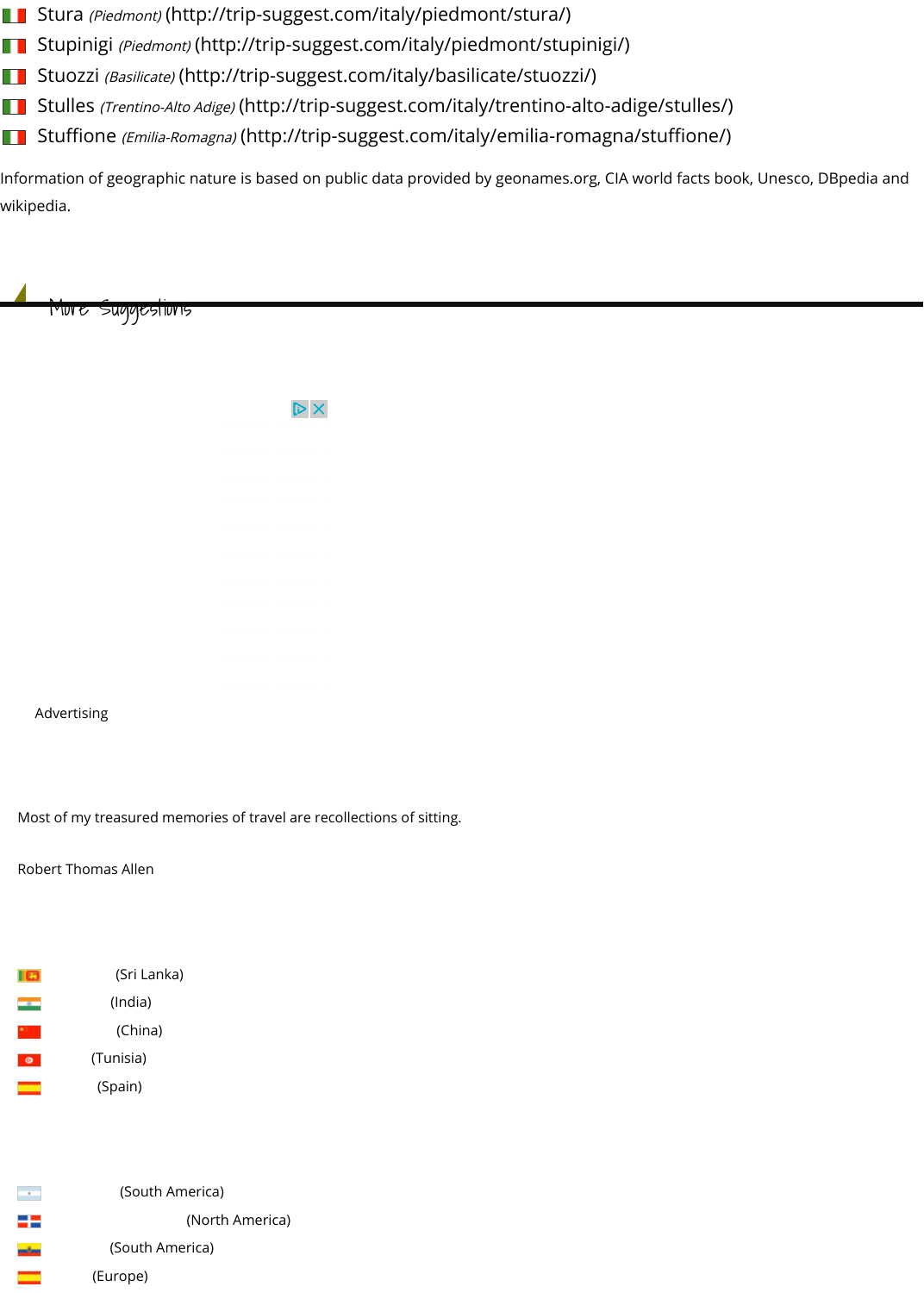- Stura *(Piedmont)* (http://trip-suggest.com/italy/piedmont/stura/)
- Stupinigi *(Piedmont)* (http://trip-suggest.com/italy/piedmont/stupinigi/)
- Stuozzi *(Basilicate)* (http://trip-suggest.com/italy/basilicate/stuozzi/)
- Stulles *(Trentino-Alto Adige)* (http://trip-suggest.com/italy/trentino-alto-adige/stulles/)
- Stuffione *(Emilia-Romagna)* (http://trip-suggest.com/italy/emilia-romagna/stuffione/)

Information of geographic nature is based on public data provided by geonames.org, CIA world facts book, Unesco, DBpedia and wikipedia.

## More Suggestions

Advertising

Most of my treasured memories of travel are recollections of sitting.

Robert Thomas Allen

- (Sri Lanka)
- (India)
- (China)
- (Tunisia)
- (Spain)

- (South America)
- (North America)
- (South America)
- (Europe)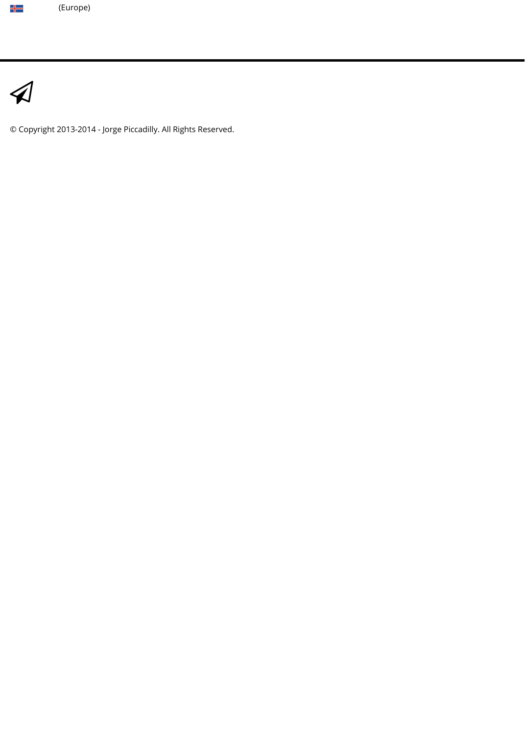(Europe)

© Copyright 2013-2014 - Jorge Piccadilly. All Rights Reserved.